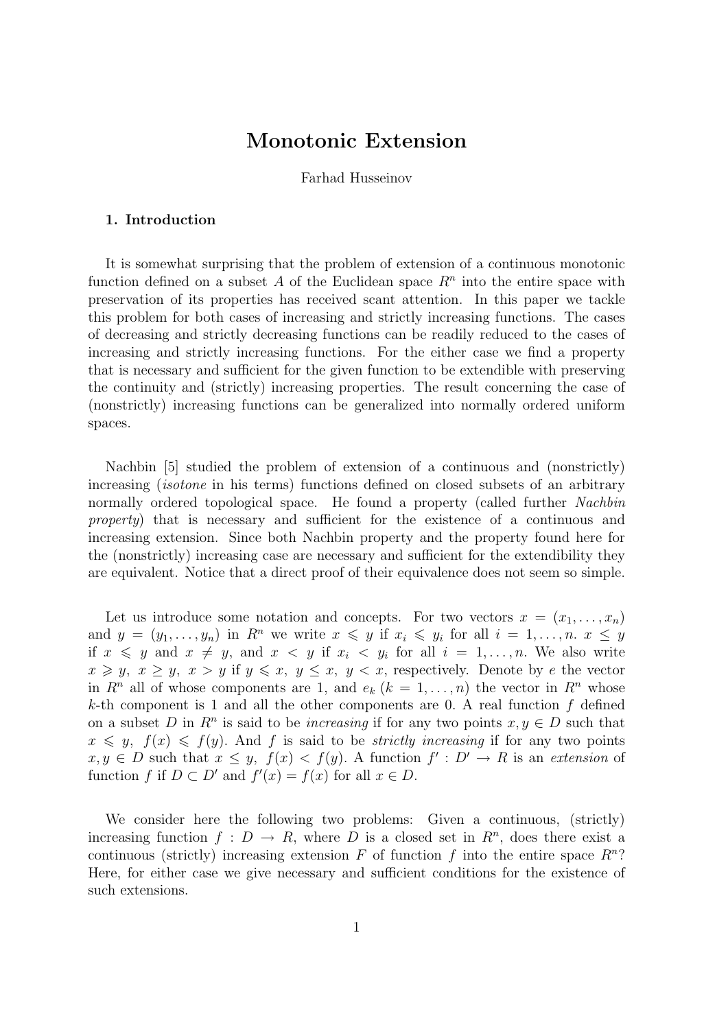# Monotonic Extension

Farhad Husseinov

## 1. Introduction

It is somewhat surprising that the problem of extension of a continuous monotonic function defined on a subset $A$ of the Euclidean space $R^n$ into the entire space with preservation of its properties has received scant attention. In this paper we tackle this problem for both cases of increasing and strictly increasing functions. The cases of decreasing and strictly decreasing functions can be readily reduced to the cases of increasing and strictly increasing functions. For the either case we find a property that is necessary and sufficient for the given function to be extendible with preserving the continuity and (strictly) increasing properties. The result concerning the case of (nonstrictly) increasing functions can be generalized into normally ordered uniform spaces.

Nachbin [5] studied the problem of extension of a continuous and (nonstrictly) increasing (*isotone* in his terms) functions defined on closed subsets of an arbitrary normally ordered topological space. He found a property (called further *Nachbin property*) that is necessary and sufficient for the existence of a continuous and increasing extension. Since both Nachbin property and the property found here for the (nonstrictly) increasing case are necessary and sufficient for the extendibility they are equivalent. Notice that a direct proof of their equivalence does not seem so simple.

Let us introduce some notation and concepts. For two vectors $x = (x_1, \ldots, x_n)$ and $y = (y_1, \ldots, y_n)$ in $R^n$ we write $x \leqslant y$ if $x_i \leqslant y_i$ for all $i = 1, \ldots, n$. $x \leq y$ if $x \leqslant y$ and $x \neq y$, and $x < y$ if $x_i < y_i$ for all $i = 1, \ldots, n$. We also write $x \geqslant y,\ x \geq y,\ x > y$ if $y \leqslant x,\ y \leq x,\ y < x$, respectively. Denote by $e$ the vector in $R^n$ all of whose components are 1, and $e_k$ $(k = 1, \ldots, n)$ the vector in $R^n$ whose $k$-th component is 1 and all the other components are 0. A real function $f$ defined on a subset $D$ in $R^n$ is said to be *increasing* if for any two points $x, y \in D$ such that $x \leqslant y,\ f(x) \leqslant f(y)$. And $f$ is said to be *strictly increasing* if for any two points $x, y \in D$ such that $x \leq y,\ f(x) < f(y)$. A function $f' : D' \to R$ is an *extension* of function $f$ if $D \subset D'$ and $f'(x) = f(x)$ for all $x \in D$.

We consider here the following two problems: Given a continuous, (strictly) increasing function $f : D \to R$, where $D$ is a closed set in $R^n$, does there exist a continuous (strictly) increasing extension $F$ of function $f$ into the entire space $R^n$? Here, for either case we give necessary and sufficient conditions for the existence of such extensions.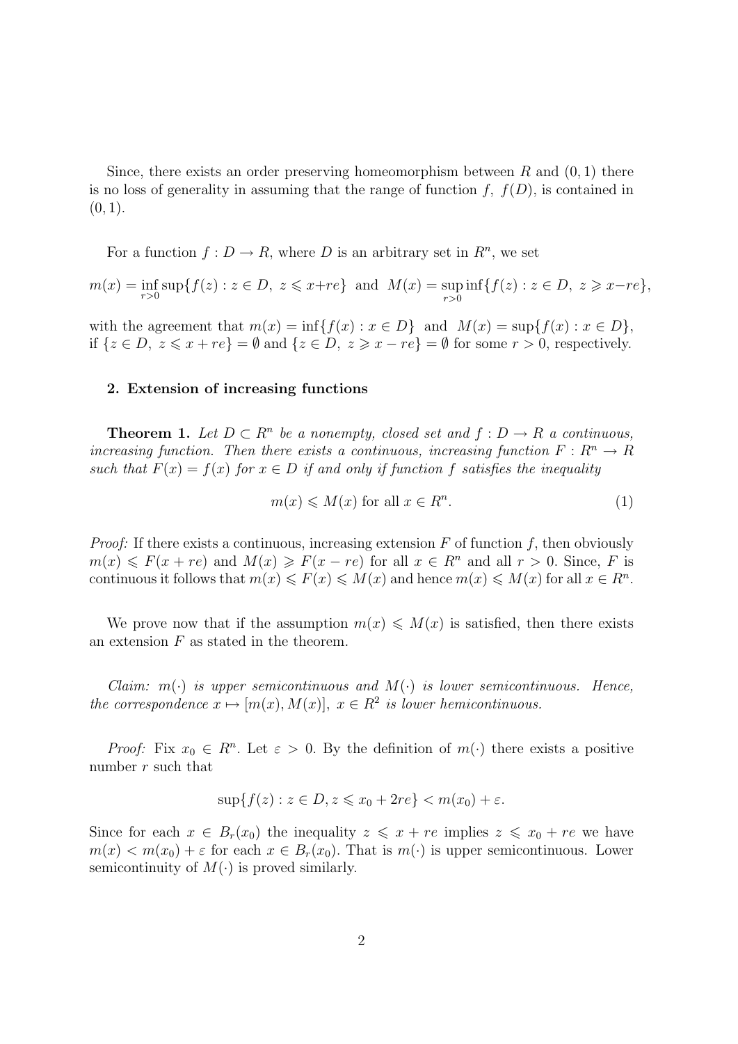Since, there exists an order preserving homeomorphism between $R$ and $(0,1)$ there is no loss of generality in assuming that the range of function $f$, $f(D)$, is contained in $(0,1)$.

For a function $f : D \to R$, where $D$ is an arbitrary set in $R^n$, we set

$$m(x) = \inf_{r>0} \sup\{f(z) : z \in D,\ z \leqslant x+re\} \ \text{ and } \ M(x) = \sup_{r>0} \inf\{f(z) : z \in D,\ z \geqslant x-re\},$$

with the agreement that $m(x) = \inf\{f(x) : x \in D\}$ and $M(x) = \sup\{f(x) : x \in D\}$, if $\{z \in D,\ z \leqslant x+re\} = \emptyset$ and $\{z \in D,\ z \geqslant x-re\} = \emptyset$ for some $r > 0$, respectively.

## 2. Extension of increasing functions

**Theorem 1.** *Let $D \subset R^n$ be a nonempty, closed set and $f : D \to R$ a continuous, increasing function. Then there exists a continuous, increasing function $F : R^n \to R$ such that $F(x) = f(x)$ for $x \in D$ if and only if function $f$ satisfies the inequality*

$$m(x) \leqslant M(x) \text{ for all } x \in R^n. \tag{1}$$

*Proof:* If there exists a continuous, increasing extension $F$ of function $f$, then obviously $m(x) \leqslant F(x+re)$ and $M(x) \geqslant F(x-re)$ for all $x \in R^n$ and all $r > 0$. Since, $F$ is continuous it follows that $m(x) \leqslant F(x) \leqslant M(x)$ and hence $m(x) \leqslant M(x)$ for all $x \in R^n$.

We prove now that if the assumption $m(x) \leqslant M(x)$ is satisfied, then there exists an extension $F$ as stated in the theorem.

*Claim: $m(\cdot)$ is upper semicontinuous and $M(\cdot)$ is lower semicontinuous. Hence, the correspondence $x \mapsto [m(x), M(x)]$, $x \in R^2$ is lower hemicontinuous.*

*Proof:* Fix $x_0 \in R^n$. Let $\varepsilon > 0$. By the definition of $m(\cdot)$ there exists a positive number $r$ such that

$$\sup\{f(z) : z \in D, z \leqslant x_0 + 2re\} < m(x_0) + \varepsilon.$$

Since for each $x \in B_r(x_0)$ the inequality $z \leqslant x + re$ implies $z \leqslant x_0 + re$ we have $m(x) < m(x_0) + \varepsilon$ for each $x \in B_r(x_0)$. That is $m(\cdot)$ is upper semicontinuous. Lower semicontinuity of $M(\cdot)$ is proved similarly.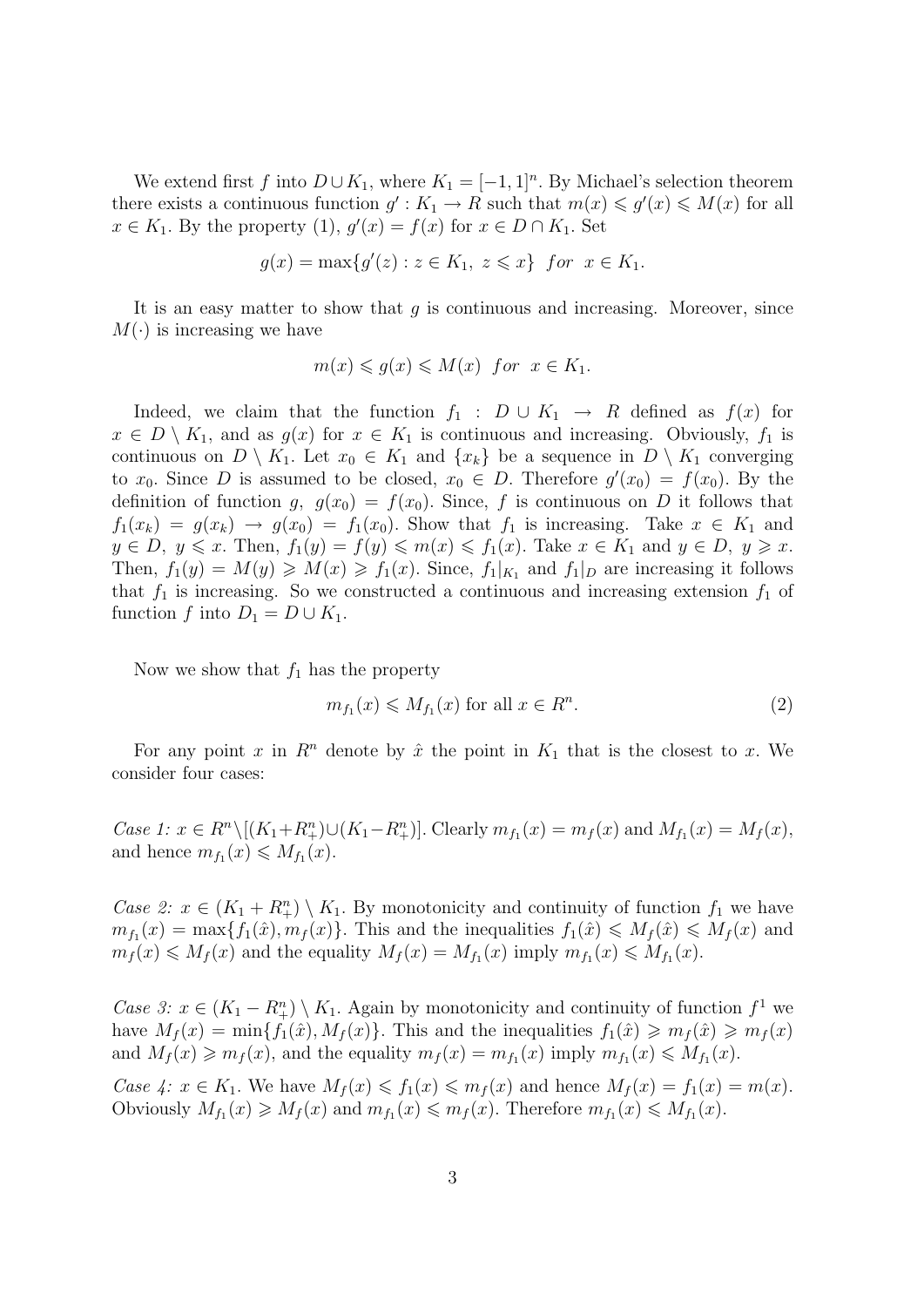We extend first $f$ into $D \cup K_1$, where $K_1 = [-1, 1]^n$. By Michael's selection theorem there exists a continuous function $g' : K_1 \to R$ such that $m(x) \leqslant g'(x) \leqslant M(x)$ for all $x \in K_1$. By the property (1), $g'(x) = f(x)$ for $x \in D \cap K_1$. Set

$$g(x) = \max\{g'(z) : z \in K_1,\ z \leqslant x\} \ \ for \ \ x \in K_1.$$

It is an easy matter to show that $g$ is continuous and increasing. Moreover, since $M(\cdot)$ is increasing we have

$$m(x) \leqslant g(x) \leqslant M(x) \ \ for \ \ x \in K_1.$$

Indeed, we claim that the function $f_1 : D \cup K_1 \to R$ defined as $f(x)$ for $x \in D \setminus K_1$, and as $g(x)$ for $x \in K_1$ is continuous and increasing. Obviously, $f_1$ is continuous on $D \setminus K_1$. Let $x_0 \in K_1$ and $\{x_k\}$ be a sequence in $D \setminus K_1$ converging to $x_0$. Since $D$ is assumed to be closed, $x_0 \in D$. Therefore $g'(x_0) = f(x_0)$. By the definition of function $g$, $g(x_0) = f(x_0)$. Since, $f$ is continuous on $D$ it follows that $f_1(x_k) = g(x_k) \to g(x_0) = f_1(x_0)$. Show that $f_1$ is increasing. Take $x \in K_1$ and $y \in D$, $y \leqslant x$. Then, $f_1(y) = f(y) \leqslant m(x) \leqslant f_1(x)$. Take $x \in K_1$ and $y \in D$, $y \geqslant x$. Then, $f_1(y) = M(y) \geqslant M(x) \geqslant f_1(x)$. Since, $f_1|_{K_1}$ and $f_1|_D$ are increasing it follows that $f_1$ is increasing. So we constructed a continuous and increasing extension $f_1$ of function $f$ into $D_1 = D \cup K_1$.

Now we show that $f_1$ has the property

$$m_{f_1}(x) \leqslant M_{f_1}(x) \text{ for all } x \in R^n. \tag{2}$$

For any point $x$ in $R^n$ denote by $\hat{x}$ the point in $K_1$ that is the closest to $x$. We consider four cases:

*Case 1:* $x \in R^n \setminus [(K_1 + R^n_+) \cup (K_1 - R^n_+)]$. Clearly $m_{f_1}(x) = m_f(x)$ and $M_{f_1}(x) = M_f(x)$, and hence $m_{f_1}(x) \leqslant M_{f_1}(x)$.

*Case 2:* $x \in (K_1 + R^n_+) \setminus K_1$. By monotonicity and continuity of function $f_1$ we have $m_{f_1}(x) = \max\{f_1(\hat{x}), m_f(x)\}$. This and the inequalities $f_1(\hat{x}) \leqslant M_f(\hat{x}) \leqslant M_f(x)$ and $m_f(x) \leqslant M_f(x)$ and the equality $M_f(x) = M_{f_1}(x)$ imply $m_{f_1}(x) \leqslant M_{f_1}(x)$.

*Case 3:* $x \in (K_1 - R^n_+) \setminus K_1$. Again by monotonicity and continuity of function $f^1$ we have $M_f(x) = \min\{f_1(\hat{x}), M_f(x)\}$. This and the inequalities $f_1(\hat{x}) \geqslant m_f(\hat{x}) \geqslant m_f(x)$ and $M_f(x) \geqslant m_f(x)$, and the equality $m_f(x) = m_{f_1}(x)$ imply $m_{f_1}(x) \leqslant M_{f_1}(x)$.

*Case 4:* $x \in K_1$. We have $M_f(x) \leqslant f_1(x) \leqslant m_f(x)$ and hence $M_f(x) = f_1(x) = m(x)$. Obviously $M_{f_1}(x) \geqslant M_f(x)$ and $m_{f_1}(x) \leqslant m_f(x)$. Therefore $m_{f_1}(x) \leqslant M_{f_1}(x)$.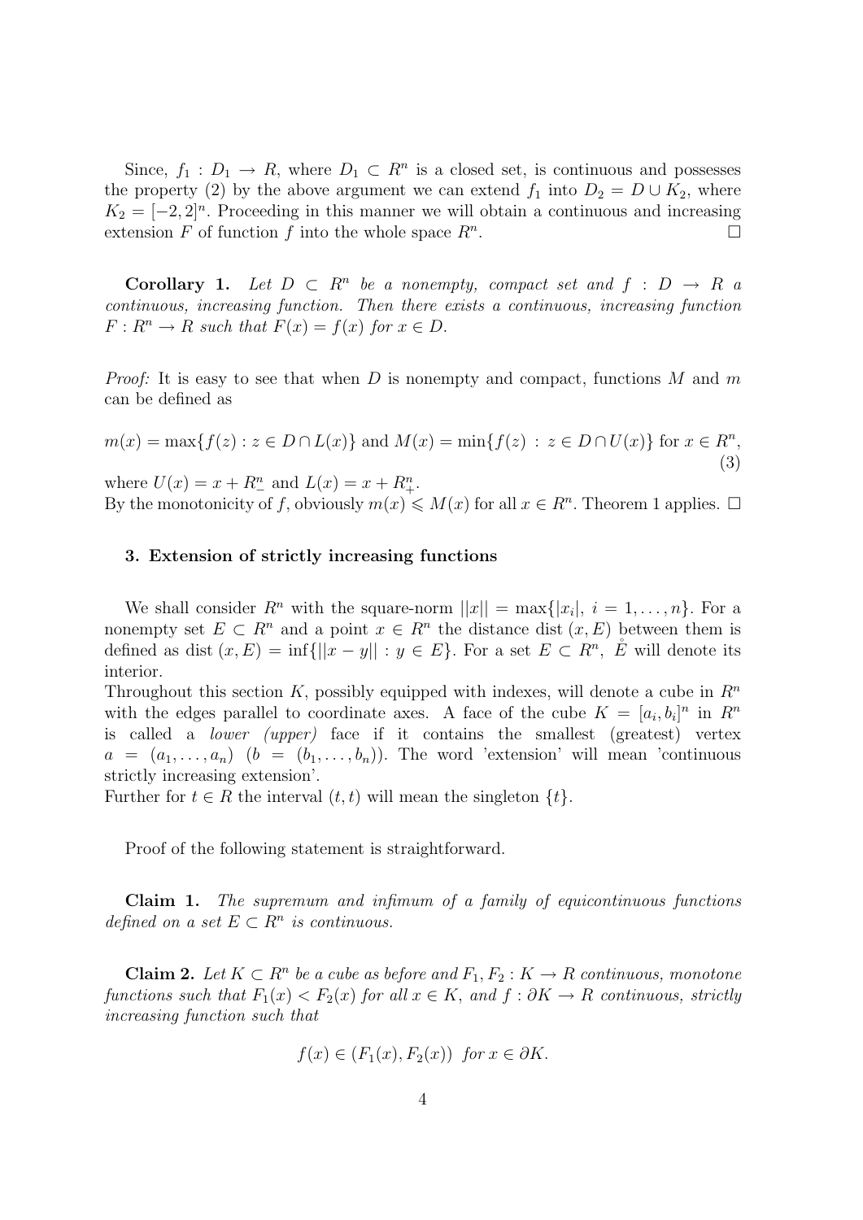Since, $f_1 : D_1 \to R$, where $D_1 \subset R^n$ is a closed set, is continuous and possesses the property (2) by the above argument we can extend $f_1$ into $D_2 = D \cup K_2$, where $K_2 = [-2, 2]^n$. Proceeding in this manner we will obtain a continuous and increasing extension $F$ of function $f$ into the whole space $R^n$. $\square$

**Corollary 1.** *Let $D \subset R^n$ be a nonempty, compact set and $f : D \to R$ a continuous, increasing function. Then there exists a continuous, increasing function $F : R^n \to R$ such that $F(x) = f(x)$ for $x \in D$.*

*Proof:* It is easy to see that when $D$ is nonempty and compact, functions $M$ and $m$ can be defined as

$$m(x) = \max\{f(z) : z \in D \cap L(x)\} \text{ and } M(x) = \min\{f(z) \, : \, z \in D \cap U(x)\} \text{ for } x \in R^n, \tag{3}$$

where $U(x) = x + R^n_-$ and $L(x) = x + R^n_+$.
By the monotonicity of $f$, obviously $m(x) \leqslant M(x)$ for all $x \in R^n$. Theorem 1 applies. $\square$

### 3. Extension of strictly increasing functions

We shall consider $R^n$ with the square-norm $||x|| = \max\{|x_i|, \; i = 1, \ldots, n\}$. For a nonempty set $E \subset R^n$ and a point $x \in R^n$ the distance dist $(x, E)$ between them is defined as dist $(x, E) = \inf\{||x - y|| : y \in E\}$. For a set $E \subset R^n$, $\mathring{E}$ will denote its interior.
Throughout this section $K$, possibly equipped with indexes, will denote a cube in $R^n$ with the edges parallel to coordinate axes. A face of the cube $K = [a_i, b_i]^n$ in $R^n$ is called a *lower (upper)* face if it contains the smallest (greatest) vertex $a = (a_1, \ldots, a_n)$ $(b = (b_1, \ldots, b_n))$. The word 'extension' will mean 'continuous strictly increasing extension'.
Further for $t \in R$ the interval $(t, t)$ will mean the singleton $\{t\}$.

Proof of the following statement is straightforward.

**Claim 1.** *The supremum and infimum of a family of equicontinuous functions defined on a set $E \subset R^n$ is continuous.*

**Claim 2.** *Let $K \subset R^n$ be a cube as before and $F_1, F_2 : K \to R$ continuous, monotone functions such that $F_1(x) < F_2(x)$ for all $x \in K$, and $f : \partial K \to R$ continuous, strictly increasing function such that*

$$f(x) \in (F_1(x), F_2(x)) \;\; \textit{for } x \in \partial K.$$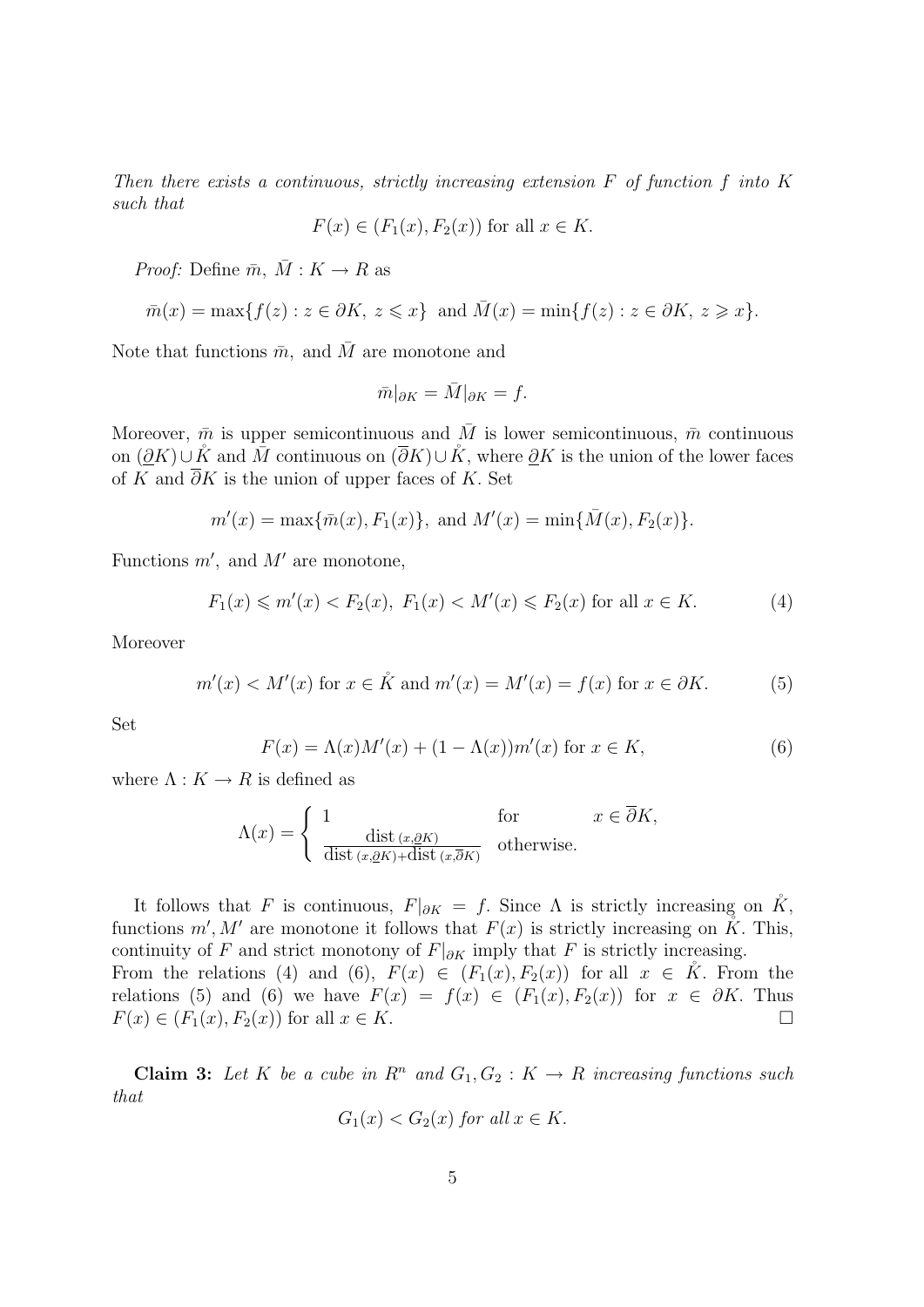*Then there exists a continuous, strictly increasing extension $F$ of function $f$ into $K$ such that*

$$F(x) \in (F_1(x), F_2(x)) \text{ for all } x \in K.$$

*Proof:* Define $\bar{m},\ \bar{M} : K \to R$ as

$$\bar{m}(x) = \max\{f(z) : z \in \partial K,\ z \leqslant x\} \text{ and } \bar{M}(x) = \min\{f(z) : z \in \partial K,\ z \geqslant x\}.$$

Note that functions $\bar{m}$, and $\bar{M}$ are monotone and

$$\bar{m}|_{\partial K} = \bar{M}|_{\partial K} = f.$$

Moreover, $\bar{m}$ is upper semicontinuous and $\bar{M}$ is lower semicontinuous, $\bar{m}$ continuous on $(\underline{\partial} K) \cup \mathring{K}$ and $\bar{M}$ continuous on $(\overline{\partial} K) \cup \mathring{K}$, where $\underline{\partial} K$ is the union of the lower faces of $K$ and $\overline{\partial} K$ is the union of upper faces of $K$. Set

$$m'(x) = \max\{\bar{m}(x), F_1(x)\}, \text{ and } M'(x) = \min\{\bar{M}(x), F_2(x)\}.$$

Functions $m'$, and $M'$ are monotone,

$$F_1(x) \leqslant m'(x) < F_2(x),\ F_1(x) < M'(x) \leqslant F_2(x) \text{ for all } x \in K. \tag{4}$$

Moreover

$$m'(x) < M'(x) \text{ for } x \in \mathring{K} \text{ and } m'(x) = M'(x) = f(x) \text{ for } x \in \partial K. \tag{5}$$

Set

$$F(x) = \Lambda(x) M'(x) + (1 - \Lambda(x)) m'(x) \text{ for } x \in K, \tag{6}$$

where $\Lambda : K \to R$ is defined as

$$\Lambda(x) = \begin{cases} 1 & \text{for} \qquad x \in \overline{\partial} K, \\ \frac{\operatorname{dist}(x, \underline{\partial} K)}{\operatorname{dist}(x, \underline{\partial} K) + \operatorname{dist}(x, \overline{\partial} K)} & \text{otherwise.} \end{cases}$$

It follows that $F$ is continuous, $F|_{\partial K} = f$. Since $\Lambda$ is strictly increasing on $\mathring{K}$, functions $m', M'$ are monotone it follows that $F(x)$ is strictly increasing on $\mathring{K}$. This, continuity of $F$ and strict monotony of $F|_{\partial K}$ imply that $F$ is strictly increasing. From the relations (4) and (6), $F(x) \in (F_1(x), F_2(x))$ for all $x \in \mathring{K}$. From the relations (5) and (6) we have $F(x) = f(x) \in (F_1(x), F_2(x))$ for $x \in \partial K$. Thus $F(x) \in (F_1(x), F_2(x))$ for all $x \in K$. $\square$

**Claim 3:** *Let $K$ be a cube in $R^n$ and $G_1, G_2 : K \to R$ increasing functions such that*

$$G_1(x) < G_2(x) \textit{ for all } x \in K.$$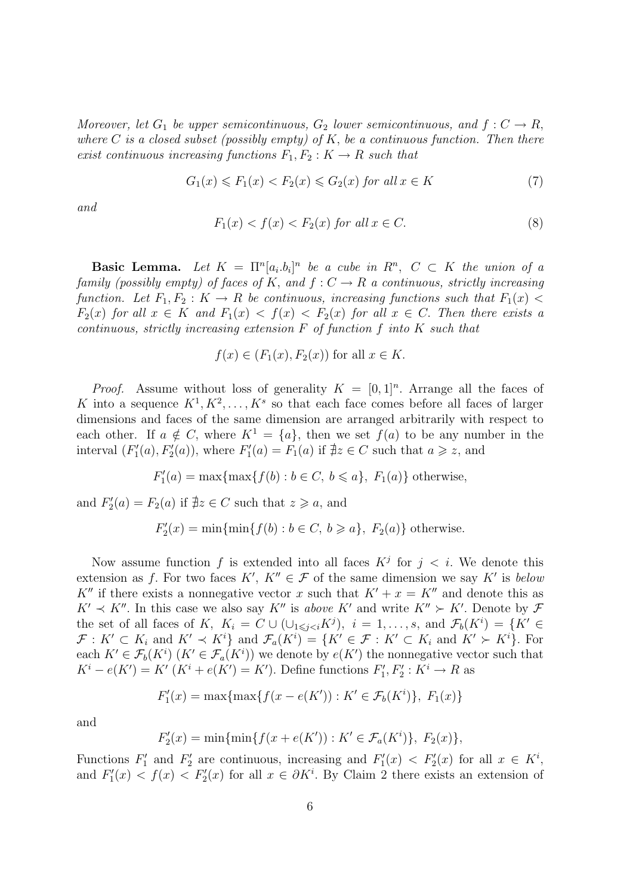*Moreover, let $G_1$ be upper semicontinuous, $G_2$ lower semicontinuous, and $f : C \to R$, where $C$ is a closed subset (possibly empty) of $K$, be a continuous function. Then there exist continuous increasing functions $F_1, F_2 : K \to R$ such that*

$$G_1(x) \leqslant F_1(x) < F_2(x) \leqslant G_2(x) \text{ for all } x \in K \tag{7}$$

*and*

$$F_1(x) < f(x) < F_2(x) \text{ for all } x \in C. \tag{8}$$

**Basic Lemma.** *Let $K = \Pi^n[a_i.b_i]^n$ be a cube in $R^n$, $C \subset K$ the union of a family (possibly empty) of faces of $K$, and $f : C \to R$ a continuous, strictly increasing function. Let $F_1, F_2 : K \to R$ be continuous, increasing functions such that $F_1(x) < F_2(x)$ for all $x \in K$ and $F_1(x) < f(x) < F_2(x)$ for all $x \in C$. Then there exists a continuous, strictly increasing extension $F$ of function $f$ into $K$ such that*

$$f(x) \in (F_1(x), F_2(x)) \text{ for all } x \in K.$$

*Proof.* Assume without loss of generality $K = [0, 1]^n$. Arrange all the faces of $K$ into a sequence $K^1, K^2, \ldots, K^s$ so that each face comes before all faces of larger dimensions and faces of the same dimension are arranged arbitrarily with respect to each other. If $a \notin C$, where $K^1 = \{a\}$, then we set $f(a)$ to be any number in the interval $(F_1'(a), F_2'(a))$, where $F_1'(a) = F_1(a)$ if $\nexists z \in C$ such that $a \geqslant z$, and

$$F_1'(a) = \max\{\max\{f(b) : b \in C,\ b \leqslant a\},\ F_1(a)\} \text{ otherwise,}$$

and $F_2'(a) = F_2(a)$ if $\nexists z \in C$ such that $z \geqslant a$, and

$$F_2'(x) = \min\{\min\{f(b) : b \in C,\ b \geqslant a\},\ F_2(a)\} \text{ otherwise.}$$

Now assume function $f$ is extended into all faces $K^j$ for $j < i$. We denote this extension as $f$. For two faces $K'$, $K'' \in \mathcal{F}$ of the same dimension we say $K'$ is *below* $K''$ if there exists a nonnegative vector $x$ such that $K' + x = K''$ and denote this as $K' \prec K''$. In this case we also say $K''$ is *above* $K'$ and write $K'' \succ K'$. Denote by $\mathcal{F}$ the set of all faces of $K$, $K_i = C \cup (\cup_{1 \leqslant j < i} K^j)$, $i = 1, \ldots, s$, and $\mathcal{F}_b(K^i) = \{K' \in \mathcal{F} : K' \subset K_i \text{ and } K' \prec K^i\}$ and $\mathcal{F}_a(K^i) = \{K' \in \mathcal{F} : K' \subset K_i \text{ and } K' \succ K^i\}$. For each $K' \in \mathcal{F}_b(K^i)$ ($K' \in \mathcal{F}_a(K^i)$) we denote by $e(K')$ the nonnegative vector such that $K^i - e(K') = K'$ ($K^i + e(K') = K'$). Define functions $F_1', F_2' : K^i \to R$ as

$$F_1'(x) = \max\{\max\{f(x - e(K')) : K' \in \mathcal{F}_b(K^i)\},\ F_1(x)\}$$

and

$$F_2'(x) = \min\{\min\{f(x + e(K')) : K' \in \mathcal{F}_a(K^i)\},\ F_2(x)\},$$

Functions $F_1'$ and $F_2'$ are continuous, increasing and $F_1'(x) < F_2'(x)$ for all $x \in K^i$, and $F_1'(x) < f(x) < F_2'(x)$ for all $x \in \partial K^i$. By Claim 2 there exists an extension of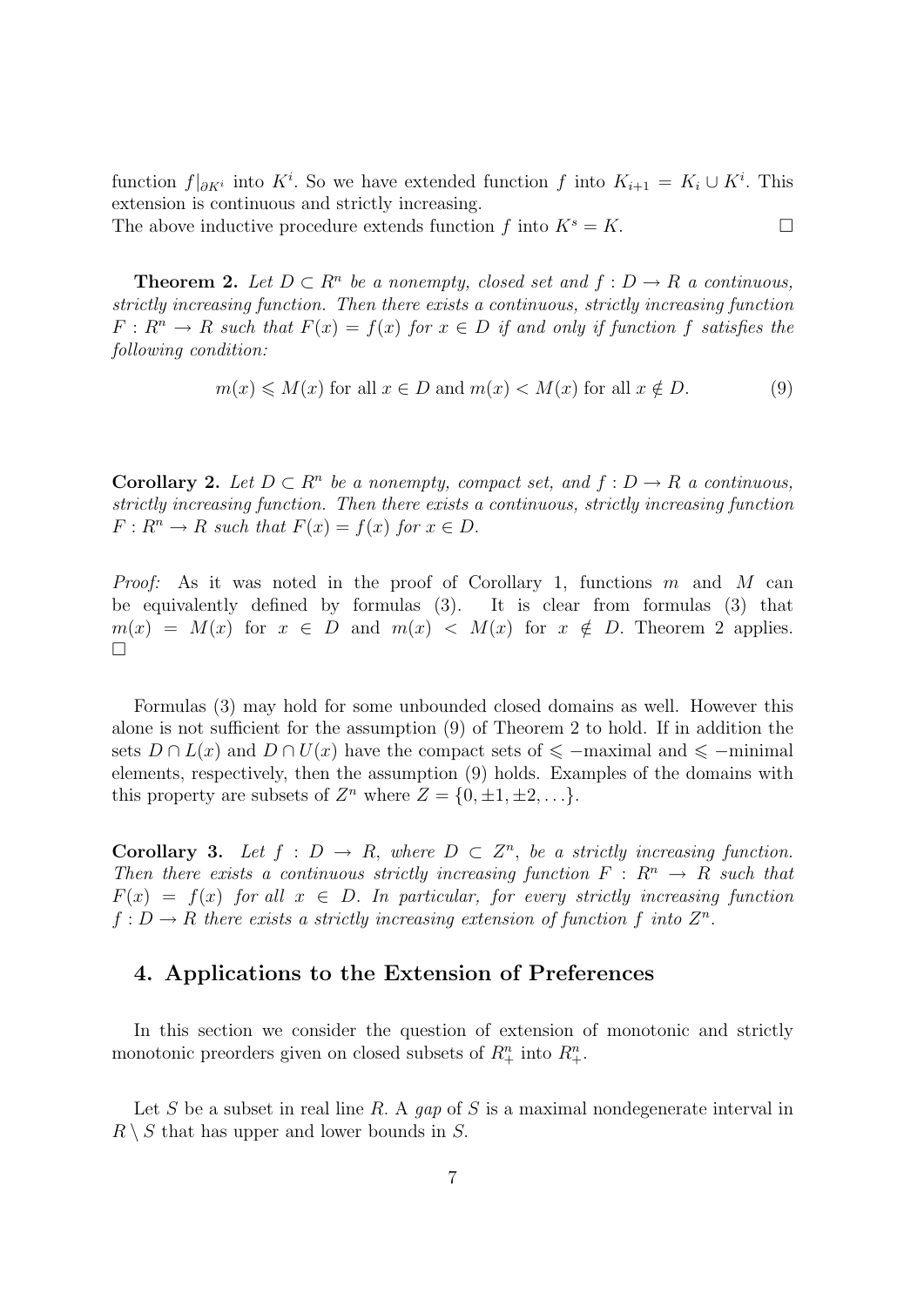function $f|_{\partial K^i}$ into $K^i$. So we have extended function $f$ into $K_{i+1} = K_i \cup K^i$. This extension is continuous and strictly increasing.
The above inductive procedure extends function $f$ into $K^s = K$. $\square$

**Theorem 2.** *Let $D \subset R^n$ be a nonempty, closed set and $f : D \to R$ a continuous, strictly increasing function. Then there exists a continuous, strictly increasing function $F : R^n \to R$ such that $F(x) = f(x)$ for $x \in D$ if and only if function $f$ satisfies the following condition:*

$$m(x) \leqslant M(x) \text{ for all } x \in D \text{ and } m(x) < M(x) \text{ for all } x \notin D. \tag{9}$$

**Corollary 2.** *Let $D \subset R^n$ be a nonempty, compact set, and $f : D \to R$ a continuous, strictly increasing function. Then there exists a continuous, strictly increasing function $F : R^n \to R$ such that $F(x) = f(x)$ for $x \in D$.*

*Proof:* As it was noted in the proof of Corollary 1, functions $m$ and $M$ can be equivalently defined by formulas (3). It is clear from formulas (3) that $m(x) = M(x)$ for $x \in D$ and $m(x) < M(x)$ for $x \notin D$. Theorem 2 applies. $\square$

Formulas (3) may hold for some unbounded closed domains as well. However this alone is not sufficient for the assumption (9) of Theorem 2 to hold. If in addition the sets $D \cap L(x)$ and $D \cap U(x)$ have the compact sets of $\leqslant -$maximal and $\leqslant -$minimal elements, respectively, then the assumption (9) holds. Examples of the domains with this property are subsets of $Z^n$ where $Z = \{0, \pm 1, \pm 2, \ldots\}$.

**Corollary 3.** *Let $f : D \to R$, where $D \subset Z^n$, be a strictly increasing function. Then there exists a continuous strictly increasing function $F : R^n \to R$ such that $F(x) = f(x)$ for all $x \in D$. In particular, for every strictly increasing function $f : D \to R$ there exists a strictly increasing extension of function $f$ into $Z^n$.*

## 4. Applications to the Extension of Preferences

In this section we consider the question of extension of monotonic and strictly monotonic preorders given on closed subsets of $R^n_+$ into $R^n_+$.

Let $S$ be a subset in real line $R$. A *gap* of $S$ is a maximal nondegenerate interval in $R \setminus S$ that has upper and lower bounds in $S$.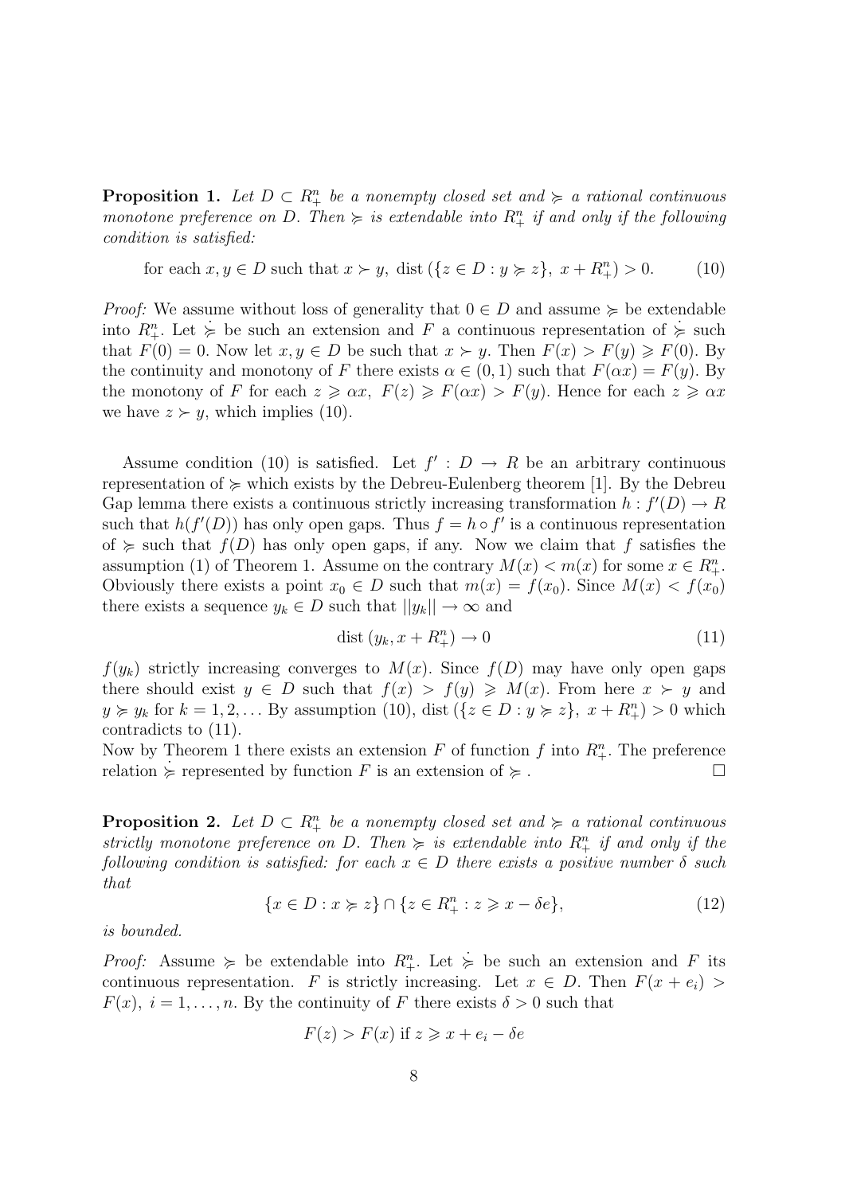**Proposition 1.** *Let $D \subset R^n_+$ be a nonempty closed set and $\succcurlyeq$ a rational continuous monotone preference on $D$. Then $\succcurlyeq$ is extendable into $R^n_+$ if and only if the following condition is satisfied:*

$$\text{for each } x, y \in D \text{ such that } x \succ y,\ \text{dist}\,(\{z \in D : y \succcurlyeq z\},\ x + R^n_+) > 0. \tag{10}$$

*Proof:* We assume without loss of generality that $0 \in D$ and assume $\succcurlyeq$ be extendable into $R^n_+$. Let $\dot{\succcurlyeq}$ be such an extension and $F$ a continuous representation of $\dot{\succcurlyeq}$ such that $F(0) = 0$. Now let $x, y \in D$ be such that $x \succ y$. Then $F(x) > F(y) \geqslant F(0)$. By the continuity and monotony of $F$ there exists $\alpha \in (0, 1)$ such that $F(\alpha x) = F(y)$. By the monotony of $F$ for each $z \geqslant \alpha x$, $F(z) \geqslant F(\alpha x) > F(y)$. Hence for each $z \geqslant \alpha x$ we have $z \succ y$, which implies (10).

Assume condition (10) is satisfied. Let $f' : D \to R$ be an arbitrary continuous representation of $\succcurlyeq$ which exists by the Debreu-Eulenberg theorem [1]. By the Debreu Gap lemma there exists a continuous strictly increasing transformation $h : f'(D) \to R$ such that $h(f'(D))$ has only open gaps. Thus $f = h \circ f'$ is a continuous representation of $\succcurlyeq$ such that $f(D)$ has only open gaps, if any. Now we claim that $f$ satisfies the assumption (1) of Theorem 1. Assume on the contrary $M(x) < m(x)$ for some $x \in R^n_+$. Obviously there exists a point $x_0 \in D$ such that $m(x) = f(x_0)$. Since $M(x) < f(x_0)$ there exists a sequence $y_k \in D$ such that $||y_k|| \to \infty$ and

$$\text{dist}\,(y_k, x + R^n_+) \to 0 \tag{11}$$

$f(y_k)$ strictly increasing converges to $M(x)$. Since $f(D)$ may have only open gaps there should exist $y \in D$ such that $f(x) > f(y) \geqslant M(x)$. From here $x \succ y$ and $y \succcurlyeq y_k$ for $k = 1, 2, \ldots$ By assumption (10), $\text{dist}\,(\{z \in D : y \succcurlyeq z\},\ x + R^n_+) > 0$ which contradicts to (11).
Now by Theorem 1 there exists an extension $F$ of function $f$ into $R^n_+$. The preference relation $\dot{\succcurlyeq}$ represented by function $F$ is an extension of $\succcurlyeq$. $\square$

**Proposition 2.** *Let $D \subset R^n_+$ be a nonempty closed set and $\succcurlyeq$ a rational continuous strictly monotone preference on $D$. Then $\succcurlyeq$ is extendable into $R^n_+$ if and only if the following condition is satisfied: for each $x \in D$ there exists a positive number $\delta$ such that*

$$\{x \in D : x \succcurlyeq z\} \cap \{z \in R^n_+ : z \geqslant x - \delta e\}, \tag{12}$$

*is bounded.*

*Proof:* Assume $\succcurlyeq$ be extendable into $R^n_+$. Let $\dot{\succcurlyeq}$ be such an extension and $F$ its continuous representation. $F$ is strictly increasing. Let $x \in D$. Then $F(x + e_i) > F(x)$, $i = 1, \ldots, n$. By the continuity of $F$ there exists $\delta > 0$ such that

$$F(z) > F(x) \text{ if } z \geqslant x + e_i - \delta e$$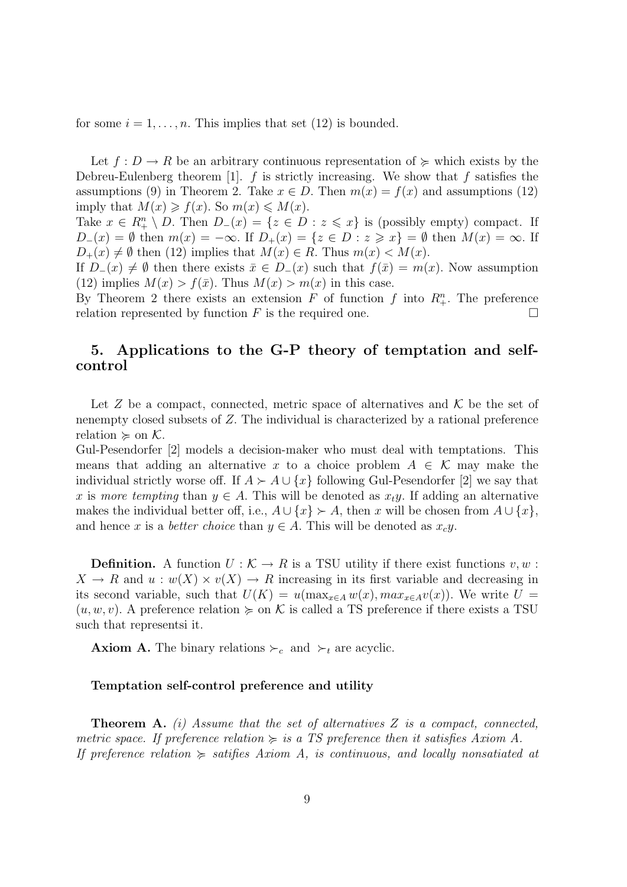for some $i = 1, \ldots, n$. This implies that set (12) is bounded.

Let $f : D \to R$ be an arbitrary continuous representation of $\succcurlyeq$ which exists by the Debreu-Eulenberg theorem [1]. $f$ is strictly increasing. We show that $f$ satisfies the assumptions (9) in Theorem 2. Take $x \in D$. Then $m(x) = f(x)$ and assumptions (12) imply that $M(x) \geqslant f(x)$. So $m(x) \leqslant M(x)$.
Take $x \in R^n_+ \setminus D$. Then $D_-(x) = \{z \in D : z \leqslant x\}$ is (possibly empty) compact. If $D_-(x) = \emptyset$ then $m(x) = -\infty$. If $D_+(x) = \{z \in D : z \geqslant x\} = \emptyset$ then $M(x) = \infty$. If $D_+(x) \neq \emptyset$ then (12) implies that $M(x) \in R$. Thus $m(x) < M(x)$.
If $D_-(x) \neq \emptyset$ then there exists $\bar{x} \in D_-(x)$ such that $f(\bar{x}) = m(x)$. Now assumption (12) implies $M(x) > f(\bar{x})$. Thus $M(x) > m(x)$ in this case.
By Theorem 2 there exists an extension $F$ of function $f$ into $R^n_+$. The preference relation represented by function $F$ is the required one. □

## 5. Applications to the G-P theory of temptation and self-control

Let $Z$ be a compact, connected, metric space of alternatives and $\mathcal{K}$ be the set of nenempty closed subsets of $Z$. The individual is characterized by a rational preference relation $\succcurlyeq$ on $\mathcal{K}$.
Gul-Pesendorfer [2] models a decision-maker who must deal with temptations. This means that adding an alternative $x$ to a choice problem $A \in \mathcal{K}$ may make the individual strictly worse off. If $A \succ A \cup \{x\}$ following Gul-Pesendorfer [2] we say that $x$ is *more tempting* than $y \in A$. This will be denoted as $x_t y$. If adding an alternative makes the individual better off, i.e., $A \cup \{x\} \succ A$, then $x$ will be chosen from $A \cup \{x\}$, and hence $x$ is a *better choice* than $y \in A$. This will be denoted as $x_c y$.

**Definition.** A function $U : \mathcal{K} \to R$ is a TSU utility if there exist functions $v, w : X \to R$ and $u : w(X) \times v(X) \to R$ increasing in its first variable and decreasing in its second variable, such that $U(K) = u(\max_{x \in A} w(x), max_{x \in A} v(x))$. We write $U = (u, w, v)$. A preference relation $\succcurlyeq$ on $\mathcal{K}$ is called a TS preference if there exists a TSU such that representsi it.

**Axiom A.** The binary relations $\succ_c$ and $\succ_t$ are acyclic.

**Temptation self-control preference and utility**

**Theorem A.** *(i) Assume that the set of alternatives $Z$ is a compact, connected, metric space. If preference relation $\succcurlyeq$ is a TS preference then it satisfies Axiom A.*
*If preference relation $\succcurlyeq$ satifies Axiom A, is continuous, and locally nonsatiated at*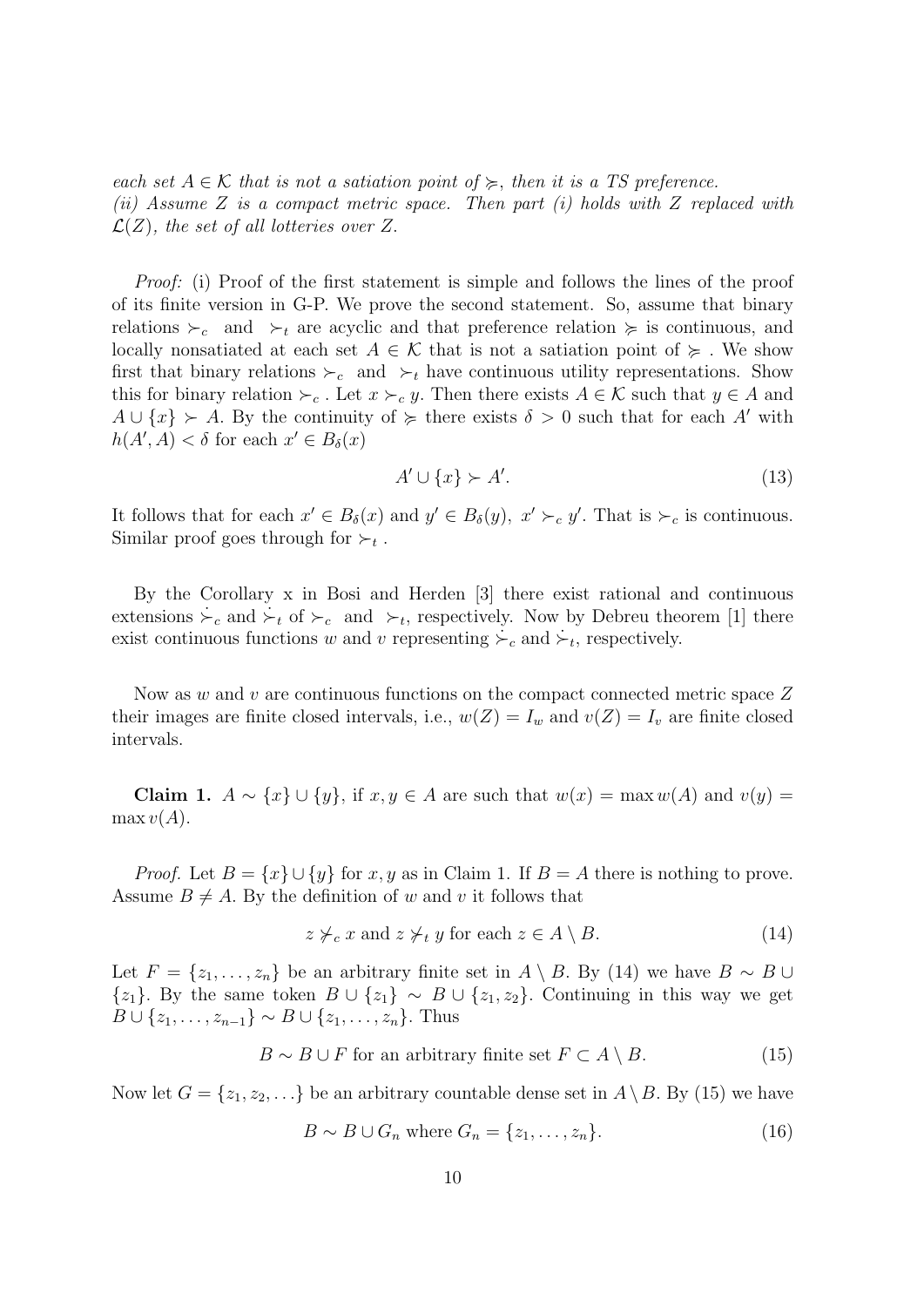*each set $A \in \mathcal{K}$ that is not a satiation point of $\succcurlyeq$, then it is a TS preference.*
*(ii) Assume $Z$ is a compact metric space. Then part (i) holds with $Z$ replaced with $\mathcal{L}(Z)$, the set of all lotteries over $Z$.*

*Proof:* (i) Proof of the first statement is simple and follows the lines of the proof of its finite version in G-P. We prove the second statement. So, assume that binary relations $\succ_c$ and $\succ_t$ are acyclic and that preference relation $\succcurlyeq$ is continuous, and locally nonsatiated at each set $A \in \mathcal{K}$ that is not a satiation point of $\succcurlyeq$. We show first that binary relations $\succ_c$ and $\succ_t$ have continuous utility representations. Show this for binary relation $\succ_c$. Let $x \succ_c y$. Then there exists $A \in \mathcal{K}$ such that $y \in A$ and $A \cup \{x\} \succ A$. By the continuity of $\succcurlyeq$ there exists $\delta > 0$ such that for each $A'$ with $h(A', A) < \delta$ for each $x' \in B_\delta(x)$

$$A' \cup \{x\} \succ A'. \tag{13}$$

It follows that for each $x' \in B_\delta(x)$ and $y' \in B_\delta(y)$, $x' \succ_c y'$. That is $\succ_c$ is continuous. Similar proof goes through for $\succ_t$.

By the Corollary x in Bosi and Herden [3] there exist rational and continuous extensions $\dot{\succ}_c$ and $\dot{\succ}_t$ of $\succ_c$ and $\succ_t$, respectively. Now by Debreu theorem [1] there exist continuous functions $w$ and $v$ representing $\dot{\succ}_c$ and $\dot{\succ}_t$, respectively.

Now as $w$ and $v$ are continuous functions on the compact connected metric space $Z$ their images are finite closed intervals, i.e., $w(Z) = I_w$ and $v(Z) = I_v$ are finite closed intervals.

**Claim 1.** $A \sim \{x\} \cup \{y\}$, if $x, y \in A$ are such that $w(x) = \max w(A)$ and $v(y) = \max v(A)$.

*Proof.* Let $B = \{x\} \cup \{y\}$ for $x, y$ as in Claim 1. If $B = A$ there is nothing to prove. Assume $B \neq A$. By the definition of $w$ and $v$ it follows that

$$z \not\succ_c x \text{ and } z \not\succ_t y \text{ for each } z \in A \setminus B. \tag{14}$$

Let $F = \{z_1, \ldots, z_n\}$ be an arbitrary finite set in $A \setminus B$. By (14) we have $B \sim B \cup \{z_1\}$. By the same token $B \cup \{z_1\} \sim B \cup \{z_1, z_2\}$. Continuing in this way we get $B \cup \{z_1, \ldots, z_{n-1}\} \sim B \cup \{z_1, \ldots, z_n\}$. Thus

$$B \sim B \cup F \text{ for an arbitrary finite set } F \subset A \setminus B. \tag{15}$$

Now let $G = \{z_1, z_2, \ldots\}$ be an arbitrary countable dense set in $A \setminus B$. By (15) we have

$$B \sim B \cup G_n \text{ where } G_n = \{z_1, \ldots, z_n\}. \tag{16}$$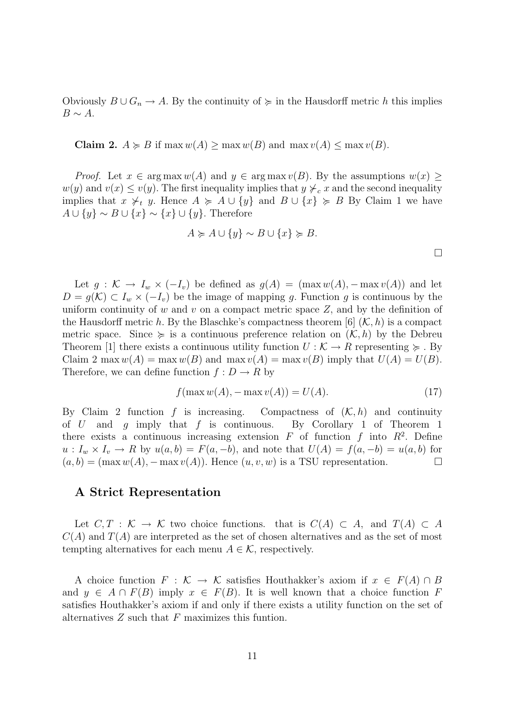Obviously $B \cup G_n \to A$. By the continuity of $\succcurlyeq$ in the Hausdorff metric $h$ this implies $B \sim A$.

**Claim 2.** $A \succcurlyeq B$ if $\max w(A) \geq \max w(B)$ and $\max v(A) \leq \max v(B)$.

*Proof.* Let $x \in \arg\max w(A)$ and $y \in \arg\max v(B)$. By the assumptions $w(x) \geq w(y)$ and $v(x) \leq v(y)$. The first inequality implies that $y \not\succ_c x$ and the second inequality implies that $x \not\succ_t y$. Hence $A \succcurlyeq A \cup \{y\}$ and $B \cup \{x\} \succcurlyeq B$ By Claim 1 we have $A \cup \{y\} \sim B \cup \{x\} \sim \{x\} \cup \{y\}$. Therefore

$$A \succcurlyeq A \cup \{y\} \sim B \cup \{x\} \succcurlyeq B.$$

□

Let $g : \mathcal{K} \to I_w \times (-I_v)$ be defined as $g(A) = (\max w(A), -\max v(A))$ and let $D = g(\mathcal{K}) \subset I_w \times (-I_v)$ be the image of mapping $g$. Function $g$ is continuous by the uniform continuity of $w$ and $v$ on a compact metric space $Z$, and by the definition of the Hausdorff metric $h$. By the Blaschke's compactness theorem [6] $(\mathcal{K}, h)$ is a compact metric space. Since $\succcurlyeq$ is a continuous preference relation on $(\mathcal{K}, h)$ by the Debreu Theorem [1] there exists a continuous utility function $U : \mathcal{K} \to R$ representing $\succcurlyeq$ . By Claim 2 $\max w(A) = \max w(B)$ and $\max v(A) = \max v(B)$ imply that $U(A) = U(B)$. Therefore, we can define function $f : D \to R$ by

$$f(\max w(A), -\max v(A)) = U(A). \tag{17}$$

By Claim 2 function $f$ is increasing. Compactness of $(\mathcal{K}, h)$ and continuity of $U$ and $g$ imply that $f$ is continuous. By Corollary 1 of Theorem 1 there exists a continuous increasing extension $F$ of function $f$ into $R^2$. Define $u : I_w \times I_v \to R$ by $u(a, b) = F(a, -b)$, and note that $U(A) = f(a, -b) = u(a, b)$ for $(a, b) = (\max w(A), -\max v(A))$. Hence $(u, v, w)$ is a TSU representation. □

## A Strict Representation

Let $C, T : \mathcal{K} \to \mathcal{K}$ two choice functions. that is $C(A) \subset A$, and $T(A) \subset A$ $C(A)$ and $T(A)$ are interpreted as the set of chosen alternatives and as the set of most tempting alternatives for each menu $A \in \mathcal{K}$, respectively.

A choice function $F : \mathcal{K} \to \mathcal{K}$ satisfies Houthakker's axiom if $x \in F(A) \cap B$ and $y \in A \cap F(B)$ imply $x \in F(B)$. It is well known that a choice function $F$ satisfies Houthakker's axiom if and only if there exists a utility function on the set of alternatives $Z$ such that $F$ maximizes this funtion.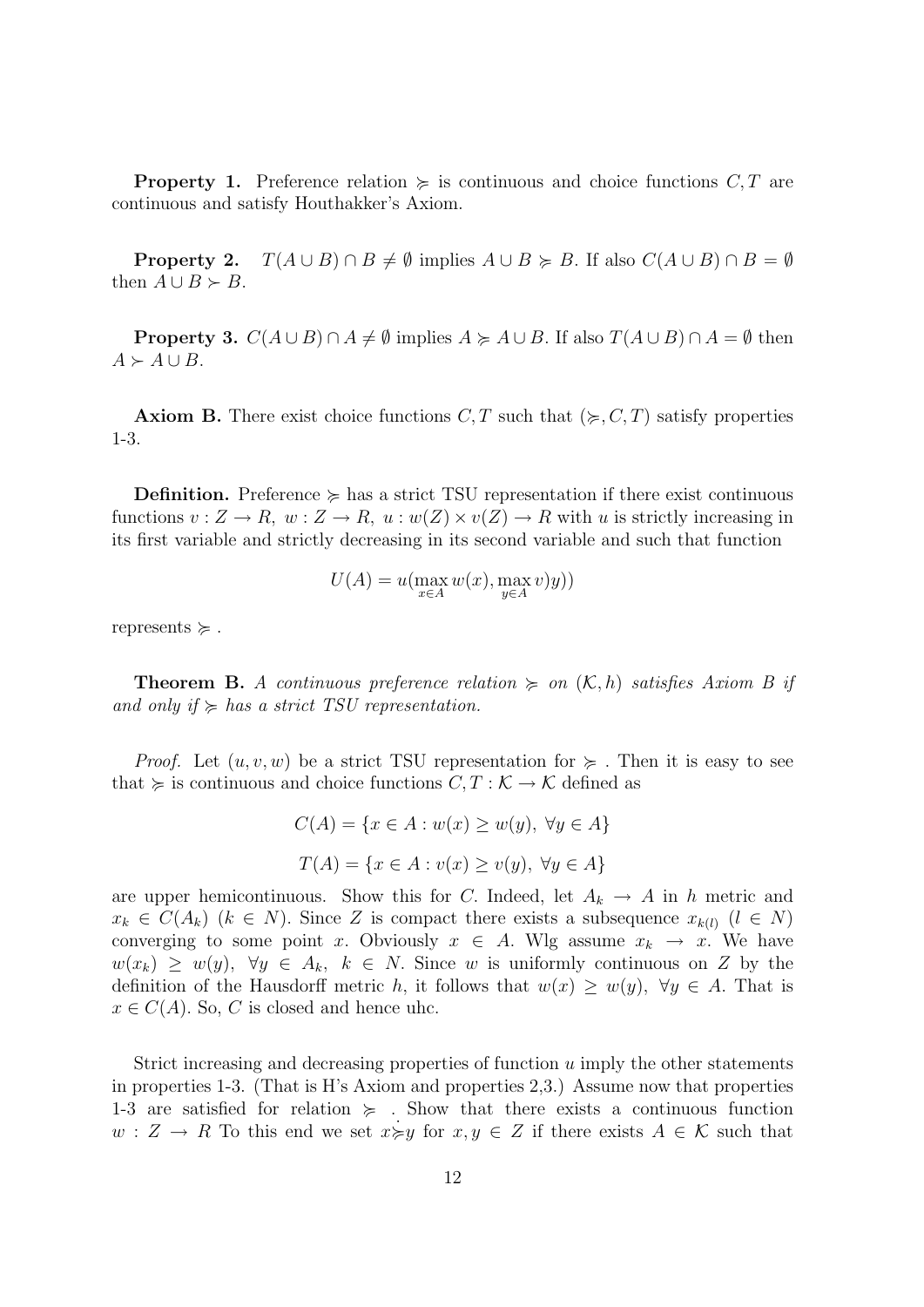**Property 1.** Preference relation $\succcurlyeq$ is continuous and choice functions $C, T$ are continuous and satisfy Houthakker's Axiom.

**Property 2.** $T(A \cup B) \cap B \neq \emptyset$ implies $A \cup B \succcurlyeq B$. If also $C(A \cup B) \cap B = \emptyset$ then $A \cup B \succ B$.

**Property 3.** $C(A \cup B) \cap A \neq \emptyset$ implies $A \succcurlyeq A \cup B$. If also $T(A \cup B) \cap A = \emptyset$ then $A \succ A \cup B$.

**Axiom B.** There exist choice functions $C, T$ such that $(\succcurlyeq, C, T)$ satisfy properties 1-3.

**Definition.** Preference $\succcurlyeq$ has a strict TSU representation if there exist continuous functions $v : Z \to R,\ w : Z \to R,\ u : w(Z) \times v(Z) \to R$ with $u$ is strictly increasing in its first variable and strictly decreasing in its second variable and such that function

$$U(A) = u(\max_{x \in A} w(x), \max_{y \in A} v)y))$$

represents $\succcurlyeq$ .

**Theorem B.** *A continuous preference relation $\succcurlyeq$ on $(\mathcal{K}, h)$ satisfies Axiom B if and only if $\succcurlyeq$ has a strict TSU representation.*

*Proof.* Let $(u, v, w)$ be a strict TSU representation for $\succcurlyeq$ . Then it is easy to see that $\succcurlyeq$ is continuous and choice functions $C, T : \mathcal{K} \to \mathcal{K}$ defined as

$$C(A) = \{x \in A : w(x) \geq w(y),\ \forall y \in A\}$$

$$T(A) = \{x \in A : v(x) \geq v(y),\ \forall y \in A\}$$

are upper hemicontinuous. Show this for $C$. Indeed, let $A_k \to A$ in $h$ metric and $x_k \in C(A_k)$ $(k \in N)$. Since $Z$ is compact there exists a subsequence $x_{k(l)}$ $(l \in N)$ converging to some point $x$. Obviously $x \in A$. Wlg assume $x_k \to x$. We have $w(x_k) \geq w(y),\ \forall y \in A_k,\ k \in N$. Since $w$ is uniformly continuous on $Z$ by the definition of the Hausdorff metric $h$, it follows that $w(x) \geq w(y),\ \forall y \in A$. That is $x \in C(A)$. So, $C$ is closed and hence uhc.

Strict increasing and decreasing properties of function $u$ imply the other statements in properties 1-3. (That is H's Axiom and properties 2,3.) Assume now that properties 1-3 are satisfied for relation $\succcurlyeq$ . Show that there exists a continuous function $w : Z \to R$ To this end we set $x \dot{\succcurlyeq} y$ for $x, y \in Z$ if there exists $A \in \mathcal{K}$ such that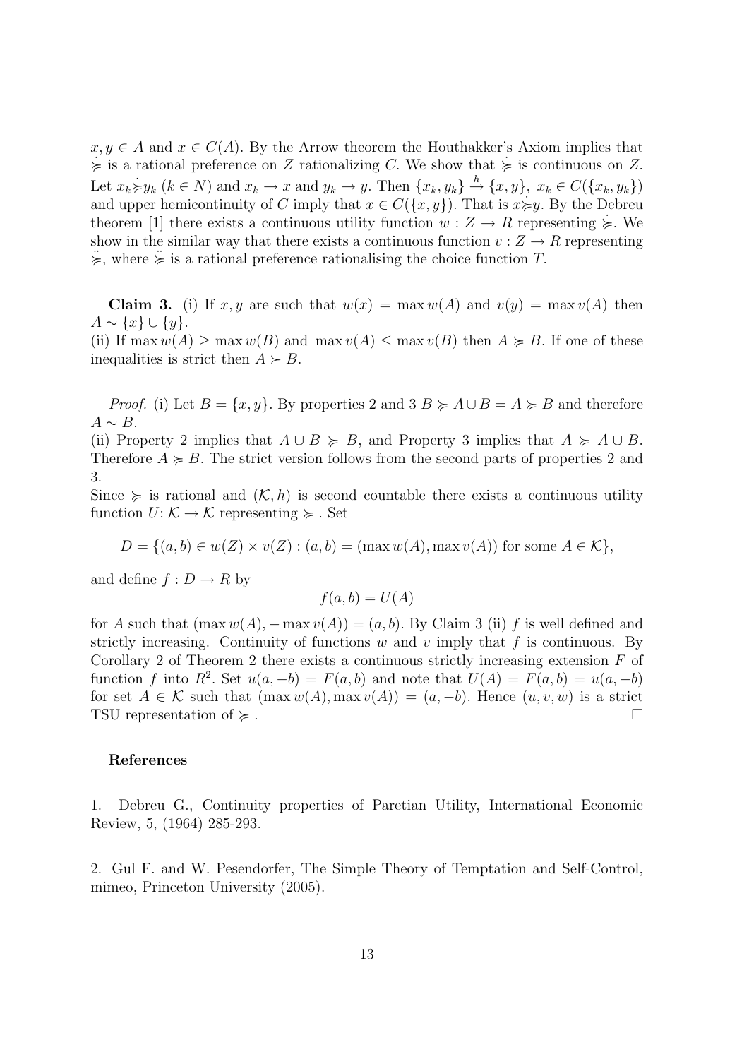$x, y \in A$ and $x \in C(A)$. By the Arrow theorem the Houthakker's Axiom implies that $\dot{\succcurlyeq}$ is a rational preference on $Z$ rationalizing $C$. We show that $\dot{\succcurlyeq}$ is continuous on $Z$. Let $x_k \dot{\succcurlyeq} y_k$ $(k \in N)$ and $x_k \to x$ and $y_k \to y$. Then $\{x_k, y_k\} \xrightarrow{h} \{x, y\}$, $x_k \in C(\{x_k, y_k\})$ and upper hemicontinuity of $C$ imply that $x \in C(\{x, y\})$. That is $x \dot{\succcurlyeq} y$. By the Debreu theorem [1] there exists a continuous utility function $w : Z \to R$ representing $\dot{\succcurlyeq}$. We show in the similar way that there exists a continuous function $v : Z \to R$ representing $\ddot{\succcurlyeq}$, where $\ddot{\succcurlyeq}$ is a rational preference rationalising the choice function $T$.

**Claim 3.** (i) If $x, y$ are such that $w(x) = \max w(A)$ and $v(y) = \max v(A)$ then $A \sim \{x\} \cup \{y\}$.
(ii) If $\max w(A) \geq \max w(B)$ and $\max v(A) \leq \max v(B)$ then $A \succcurlyeq B$. If one of these inequalities is strict then $A \succ B$.

*Proof.* (i) Let $B = \{x, y\}$. By properties 2 and 3 $B \succcurlyeq A \cup B = A \succcurlyeq B$ and therefore $A \sim B$.
(ii) Property 2 implies that $A \cup B \succcurlyeq B$, and Property 3 implies that $A \succcurlyeq A \cup B$. Therefore $A \succcurlyeq B$. The strict version follows from the second parts of properties 2 and 3.
Since $\succcurlyeq$ is rational and $(\mathcal{K}, h)$ is second countable there exists a continuous utility function $U \colon \mathcal{K} \to \mathcal{K}$ representing $\succcurlyeq$. Set

$$D = \{(a, b) \in w(Z) \times v(Z) : (a, b) = (\max w(A), \max v(A)) \text{ for some } A \in \mathcal{K}\},$$

and define $f : D \to R$ by

$$f(a, b) = U(A)$$

for $A$ such that $(\max w(A), -\max v(A)) = (a, b)$. By Claim 3 (ii) $f$ is well defined and strictly increasing. Continuity of functions $w$ and $v$ imply that $f$ is continuous. By Corollary 2 of Theorem 2 there exists a continuous strictly increasing extension $F$ of function $f$ into $R^2$. Set $u(a, -b) = F(a, b)$ and note that $U(A) = F(a, b) = u(a, -b)$ for set $A \in \mathcal{K}$ such that $(\max w(A), \max v(A)) = (a, -b)$. Hence $(u, v, w)$ is a strict TSU representation of $\succcurlyeq$. $\square$

### References

1. Debreu G., Continuity properties of Paretian Utility, International Economic Review, 5, (1964) 285-293.

2. Gul F. and W. Pesendorfer, The Simple Theory of Temptation and Self-Control, mimeo, Princeton University (2005).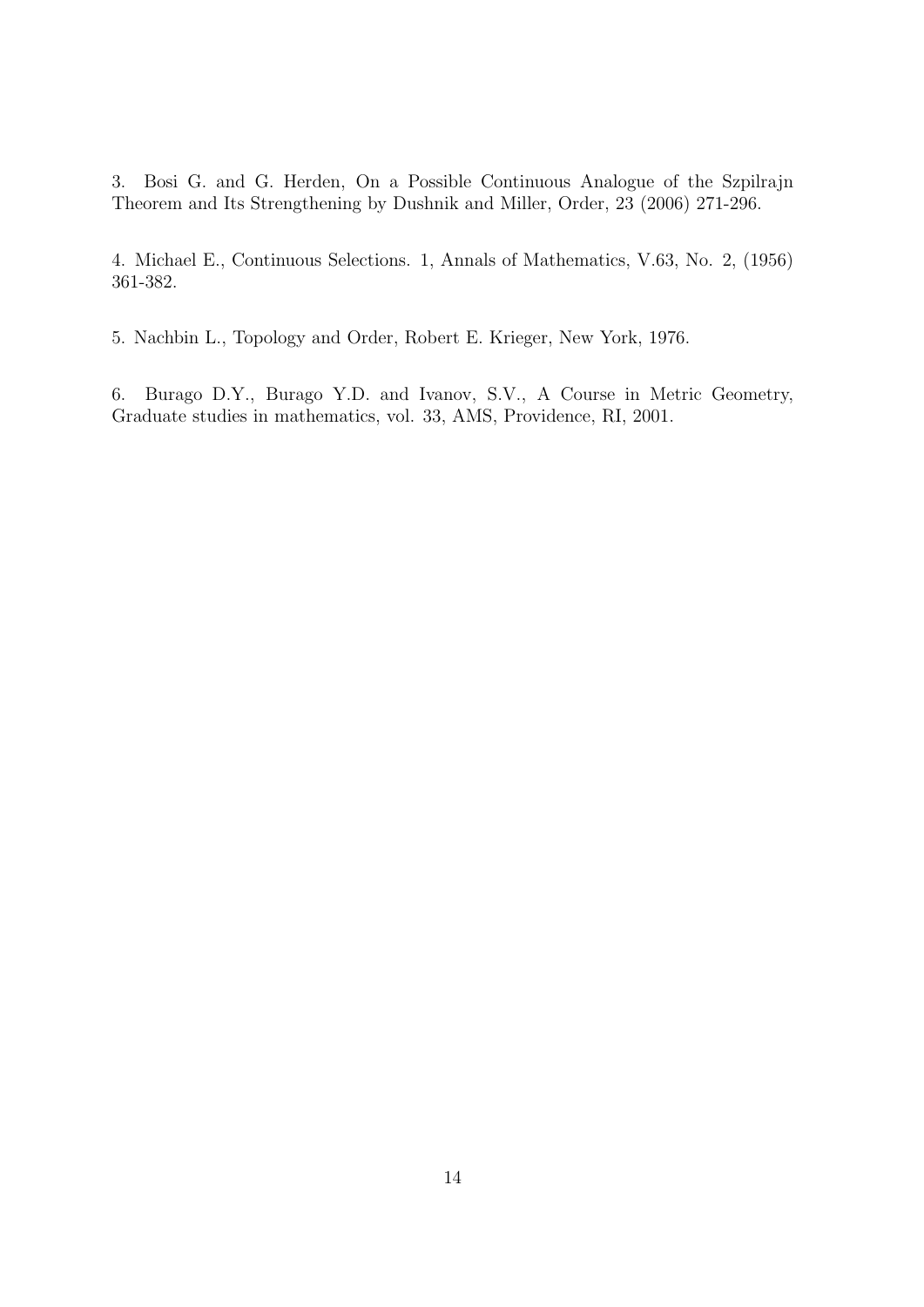3. Bosi G. and G. Herden, On a Possible Continuous Analogue of the Szpilrajn Theorem and Its Strengthening by Dushnik and Miller, Order, 23 (2006) 271-296.

4. Michael E., Continuous Selections. 1, Annals of Mathematics, V.63, No. 2, (1956) 361-382.

5. Nachbin L., Topology and Order, Robert E. Krieger, New York, 1976.

6. Burago D.Y., Burago Y.D. and Ivanov, S.V., A Course in Metric Geometry, Graduate studies in mathematics, vol. 33, AMS, Providence, RI, 2001.